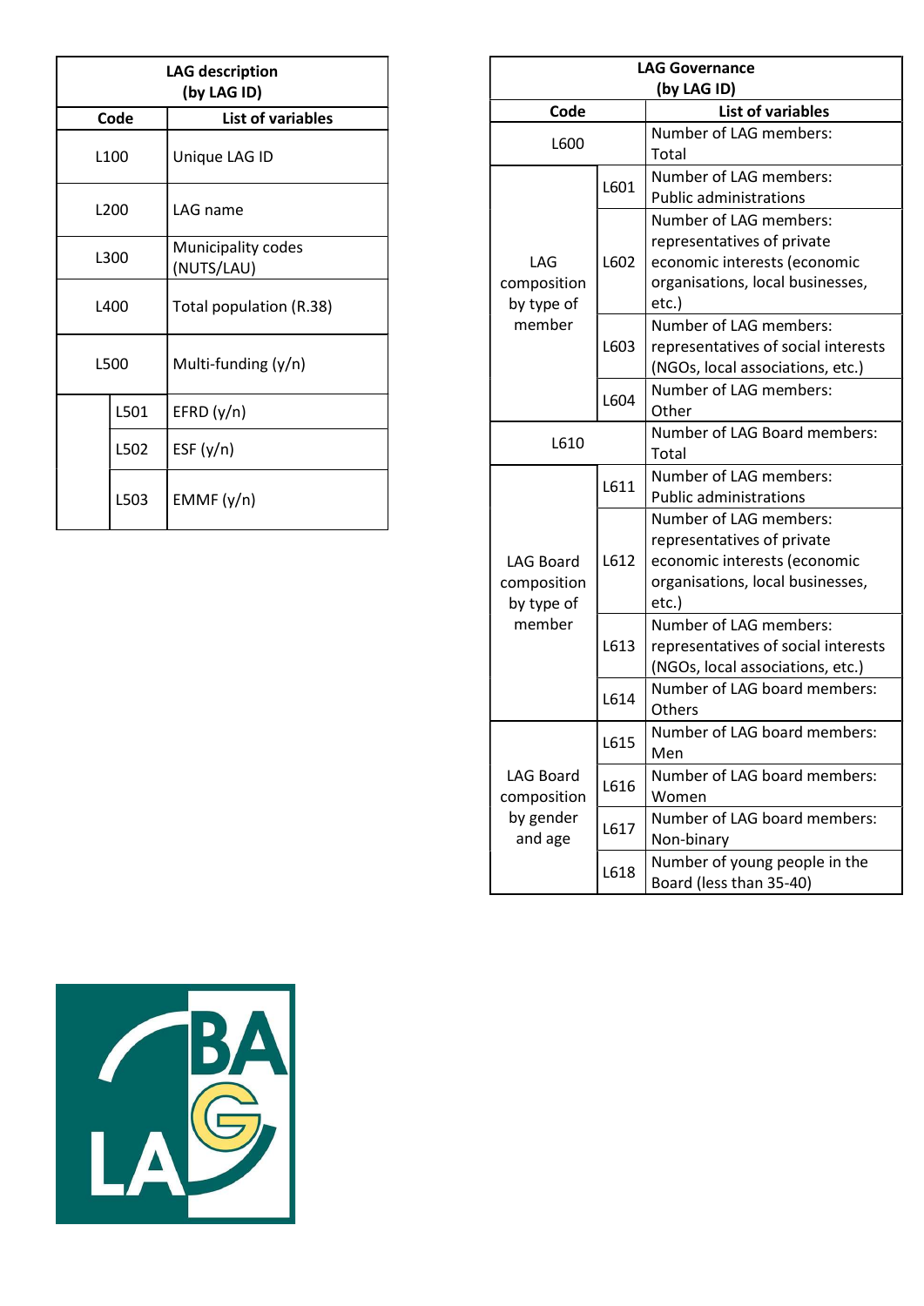| LAG description (by LAG ID) | | |
|---|---|---|
| **Code** | | **List of variables** |
| L100 | | Unique LAG ID |
| L200 | | LAG name |
| L300 | | Municipality codes (NUTS/LAU) |
| L400 | | Total population (R.38) |
| L500 | | Multi-funding (y/n) |
| | L501 | EFRD (y/n) |
| | L502 | ESF (y/n) |
| | L503 | EMMF (y/n) |

| LAG Governance (by LAG ID) | | |
|---|---|---|
| **Code** | | **List of variables** |
| L600 | | Number of LAG members: Total |
| LAG composition by type of member | L601 | Number of LAG members: Public administrations |
| | L602 | Number of LAG members: representatives of private economic interests (economic organisations, local businesses, etc.) |
| | L603 | Number of LAG members: representatives of social interests (NGOs, local associations, etc.) |
| | L604 | Number of LAG members: Other |
| L610 | | Number of LAG Board members: Total |
| LAG Board composition by type of member | L611 | Number of LAG members: Public administrations |
| | L612 | Number of LAG members: representatives of private economic interests (economic organisations, local businesses, etc.) |
| | L613 | Number of LAG members: representatives of social interests (NGOs, local associations, etc.) |
| | L614 | Number of LAG board members: Others |
| LAG Board composition by gender and age | L615 | Number of LAG board members: Men |
| | L616 | Number of LAG board members: Women |
| | L617 | Number of LAG board members: Non-binary |
| | L618 | Number of young people in the Board (less than 35-40) |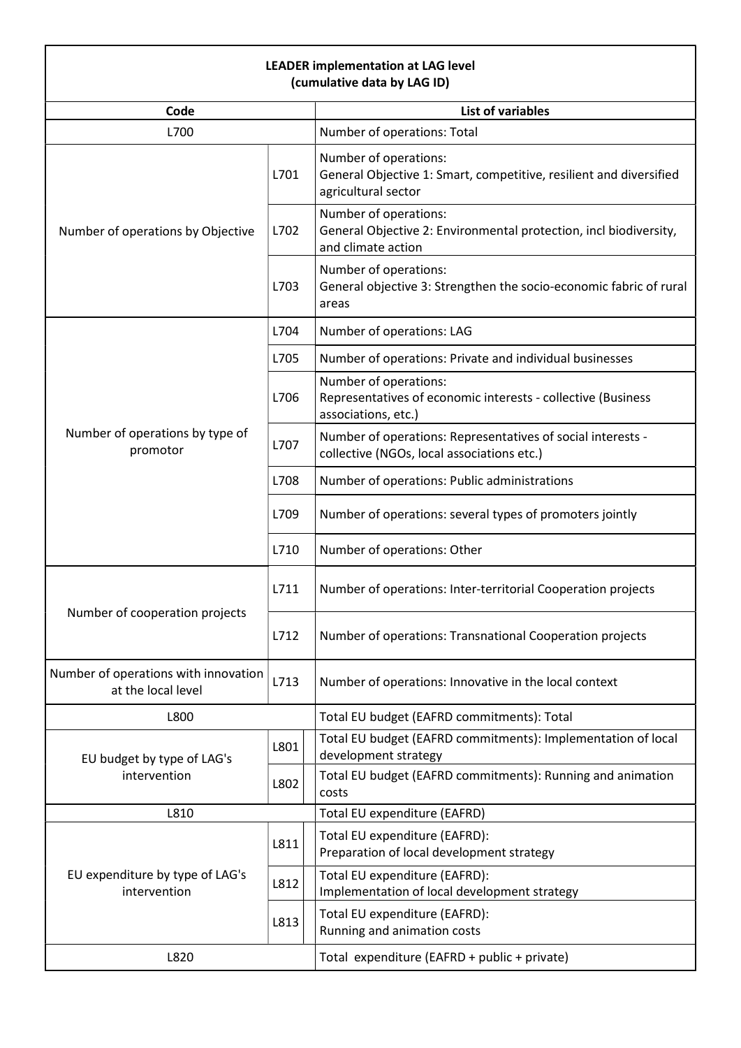| **LEADER implementation at LAG level (cumulative data by LAG ID)** | | |
|---|---|---|
| **Code** | | **List of variables** |
| L700 | | Number of operations: Total |
| Number of operations by Objective | L701 | Number of operations: General Objective 1: Smart, competitive, resilient and diversified agricultural sector |
| | L702 | Number of operations: General Objective 2: Environmental protection, incl biodiversity, and climate action |
| | L703 | Number of operations: General objective 3: Strengthen the socio-economic fabric of rural areas |
| Number of operations by type of promotor | L704 | Number of operations: LAG |
| | L705 | Number of operations: Private and individual businesses |
| | L706 | Number of operations: Representatives of economic interests - collective (Business associations, etc.) |
| | L707 | Number of operations: Representatives of social interests - collective (NGOs, local associations etc.) |
| | L708 | Number of operations: Public administrations |
| | L709 | Number of operations: several types of promoters jointly |
| | L710 | Number of operations: Other |
| Number of cooperation projects | L711 | Number of operations: Inter-territorial Cooperation projects |
| | L712 | Number of operations: Transnational Cooperation projects |
| Number of operations with innovation at the local level | L713 | Number of operations: Innovative in the local context |
| L800 | | Total EU budget (EAFRD commitments): Total |
| EU budget by type of LAG's intervention | L801 | Total EU budget (EAFRD commitments): Implementation of local development strategy |
| | L802 | Total EU budget (EAFRD commitments): Running and animation costs |
| L810 | | Total EU expenditure (EAFRD) |
| EU expenditure by type of LAG's intervention | L811 | Total EU expenditure (EAFRD): Preparation of local development strategy |
| | L812 | Total EU expenditure (EAFRD): Implementation of local development strategy |
| | L813 | Total EU expenditure (EAFRD): Running and animation costs |
| L820 | | Total expenditure (EAFRD + public + private) |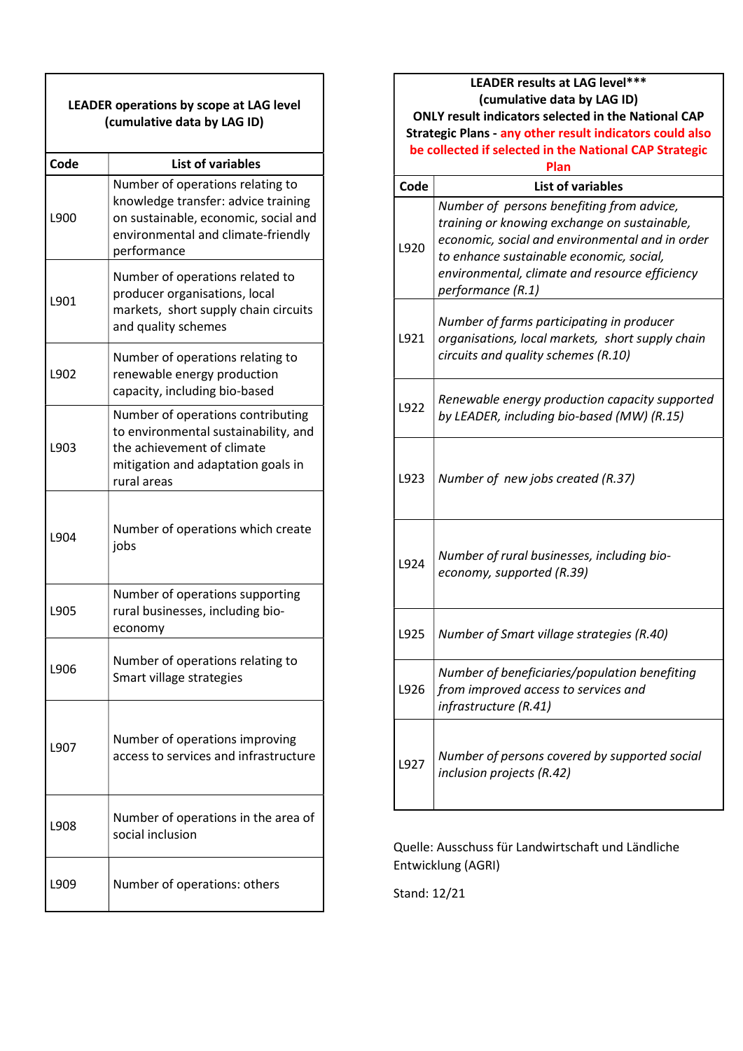| LEADER operations by scope at LAG level (cumulative data by LAG ID) | |
|---|---|
| **Code** | **List of variables** |
| L900 | Number of operations relating to knowledge transfer: advice training on sustainable, economic, social and environmental and climate-friendly performance |
| L901 | Number of operations related to producer organisations, local markets, short supply chain circuits and quality schemes |
| L902 | Number of operations relating to renewable energy production capacity, including bio-based |
| L903 | Number of operations contributing to environmental sustainability, and the achievement of climate mitigation and adaptation goals in rural areas |
| L904 | Number of operations which create jobs |
| L905 | Number of operations supporting rural businesses, including bio-economy |
| L906 | Number of operations relating to Smart village strategies |
| L907 | Number of operations improving access to services and infrastructure |
| L908 | Number of operations in the area of social inclusion |
| L909 | Number of operations: others |

| LEADER results at LAG level*** (cumulative data by LAG ID) ONLY result indicators selected in the National CAP Strategic Plans - any other result indicators could also be collected if selected in the National CAP Strategic Plan | |
|---|---|
| **Code** | **List of variables** |
| L920 | *Number of persons benefiting from advice, training or knowing exchange on sustainable, economic, social and environmental and in order to enhance sustainable economic, social, environmental, climate and resource efficiency performance (R.1)* |
| L921 | *Number of farms participating in producer organisations, local markets, short supply chain circuits and quality schemes (R.10)* |
| L922 | *Renewable energy production capacity supported by LEADER, including bio-based (MW) (R.15)* |
| L923 | *Number of new jobs created (R.37)* |
| L924 | *Number of rural businesses, including bio-economy, supported (R.39)* |
| L925 | *Number of Smart village strategies (R.40)* |
| L926 | *Number of beneficiaries/population benefiting from improved access to services and infrastructure (R.41)* |
| L927 | *Number of persons covered by supported social inclusion projects (R.42)* |

Quelle: Ausschuss für Landwirtschaft und Ländliche Entwicklung (AGRI)

Stand: 12/21